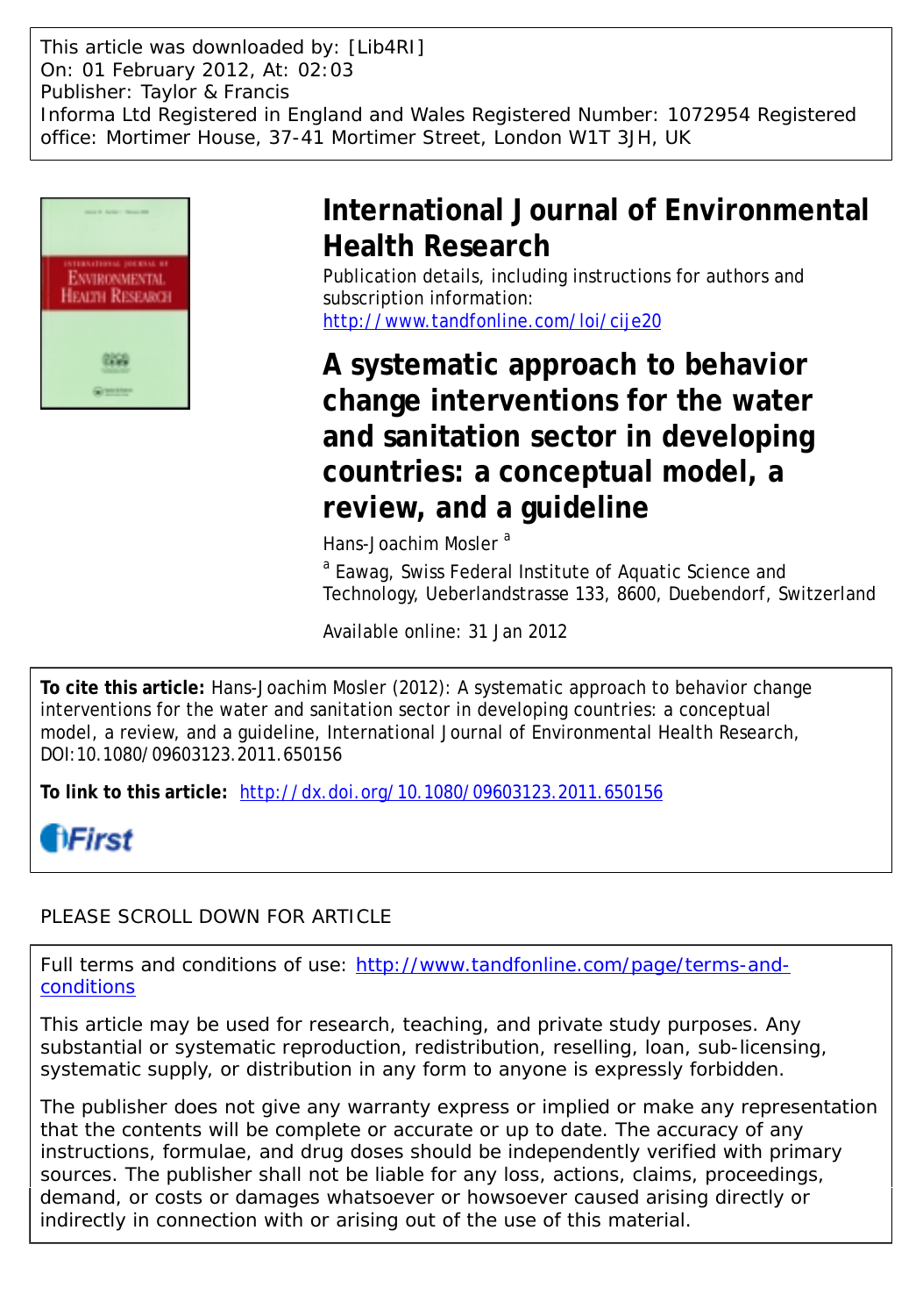This article was downloaded by: [Lib4RI]
On: 01 February 2012, At: 02:03
Publisher: Taylor & Francis
Informa Ltd Registered in England and Wales Registered Number: 1072954 Registered office: Mortimer House, 37-41 Mortimer Street, London W1T 3JH, UK

# International Journal of Environmental Health Research

Publication details, including instructions for authors and subscription information:
http://www.tandfonline.com/loi/cije20

# A systematic approach to behavior change interventions for the water and sanitation sector in developing countries: a conceptual model, a review, and a guideline

Hans-Joachim Mosler [a]

[a] Eawag, Swiss Federal Institute of Aquatic Science and Technology, Ueberlandstrasse 133, 8600, Duebendorf, Switzerland

Available online: 31 Jan 2012

**To cite this article:** Hans-Joachim Mosler (2012): A systematic approach to behavior change interventions for the water and sanitation sector in developing countries: a conceptual model, a review, and a guideline, International Journal of Environmental Health Research, DOI:10.1080/09603123.2011.650156

**To link to this article:** http://dx.doi.org/10.1080/09603123.2011.650156

iFirst

PLEASE SCROLL DOWN FOR ARTICLE

Full terms and conditions of use: http://www.tandfonline.com/page/terms-and-conditions

This article may be used for research, teaching, and private study purposes. Any substantial or systematic reproduction, redistribution, reselling, loan, sub-licensing, systematic supply, or distribution in any form to anyone is expressly forbidden.

The publisher does not give any warranty express or implied or make any representation that the contents will be complete or accurate or up to date. The accuracy of any instructions, formulae, and drug doses should be independently verified with primary sources. The publisher shall not be liable for any loss, actions, claims, proceedings, demand, or costs or damages whatsoever or howsoever caused arising directly or indirectly in connection with or arising out of the use of this material.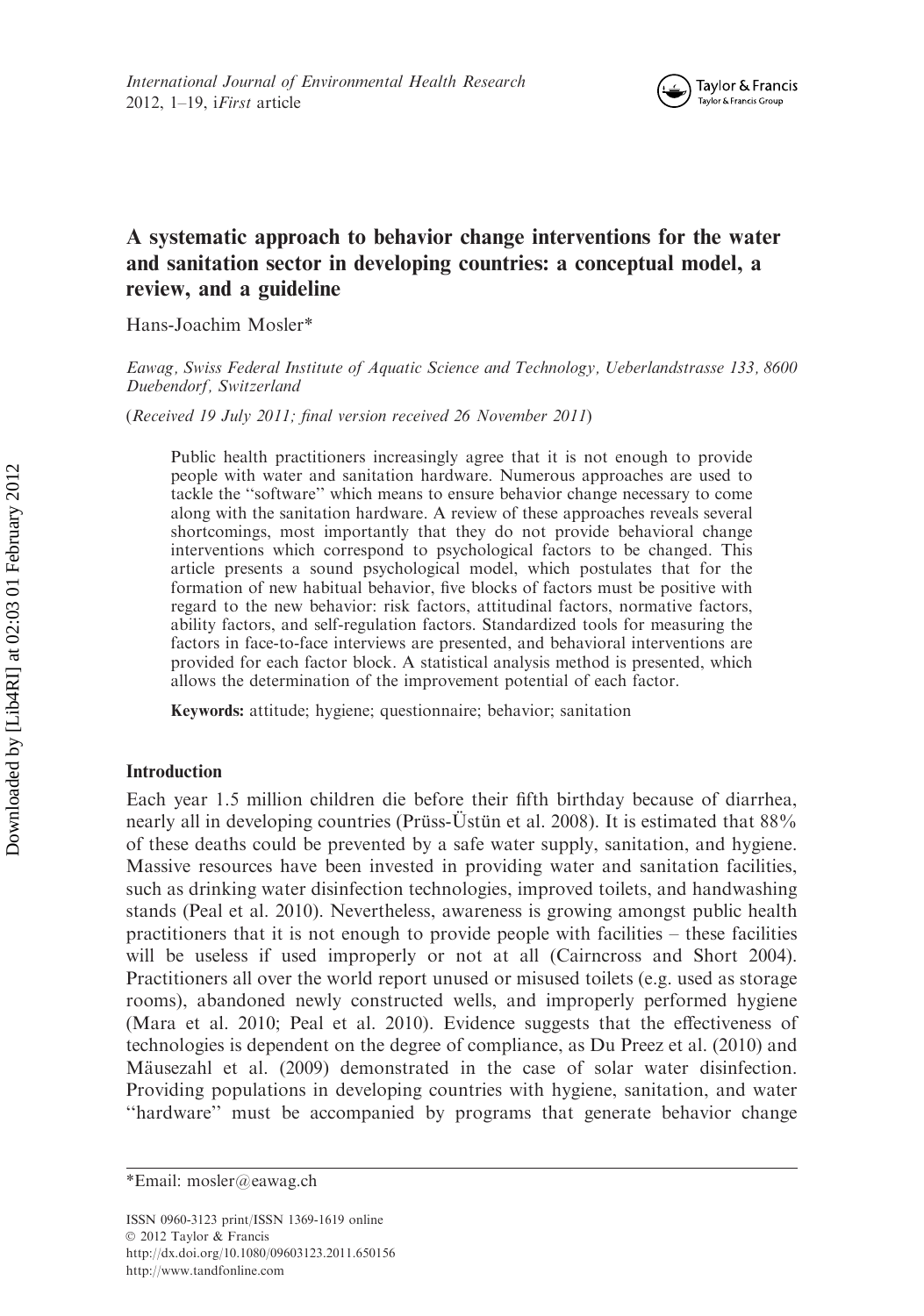*International Journal of Environmental Health Research*
2012, 1–19, i*First* article

# A systematic approach to behavior change interventions for the water and sanitation sector in developing countries: a conceptual model, a review, and a guideline

Hans-Joachim Mosler*

*Eawag, Swiss Federal Institute of Aquatic Science and Technology, Ueberlandstrasse 133, 8600 Duebendorf, Switzerland*

(*Received 19 July 2011; final version received 26 November 2011*)

Public health practitioners increasingly agree that it is not enough to provide people with water and sanitation hardware. Numerous approaches are used to tackle the "software" which means to ensure behavior change necessary to come along with the sanitation hardware. A review of these approaches reveals several shortcomings, most importantly that they do not provide behavioral change interventions which correspond to psychological factors to be changed. This article presents a sound psychological model, which postulates that for the formation of new habitual behavior, five blocks of factors must be positive with regard to the new behavior: risk factors, attitudinal factors, normative factors, ability factors, and self-regulation factors. Standardized tools for measuring the factors in face-to-face interviews are presented, and behavioral interventions are provided for each factor block. A statistical analysis method is presented, which allows the determination of the improvement potential of each factor.

**Keywords:** attitude; hygiene; questionnaire; behavior; sanitation

## Introduction

Each year 1.5 million children die before their fifth birthday because of diarrhea, nearly all in developing countries (Prüss-Üstün et al. 2008). It is estimated that 88% of these deaths could be prevented by a safe water supply, sanitation, and hygiene. Massive resources have been invested in providing water and sanitation facilities, such as drinking water disinfection technologies, improved toilets, and handwashing stands (Peal et al. 2010). Nevertheless, awareness is growing amongst public health practitioners that it is not enough to provide people with facilities – these facilities will be useless if used improperly or not at all (Cairncross and Short 2004). Practitioners all over the world report unused or misused toilets (e.g. used as storage rooms), abandoned newly constructed wells, and improperly performed hygiene (Mara et al. 2010; Peal et al. 2010). Evidence suggests that the effectiveness of technologies is dependent on the degree of compliance, as Du Preez et al. (2010) and Mäusezahl et al. (2009) demonstrated in the case of solar water disinfection. Providing populations in developing countries with hygiene, sanitation, and water "hardware" must be accompanied by programs that generate behavior change

---

*Email: mosler@eawag.ch

ISSN 0960-3123 print/ISSN 1369-1619 online
© 2012 Taylor & Francis
http://dx.doi.org/10.1080/09603123.2011.650156
http://www.tandfonline.com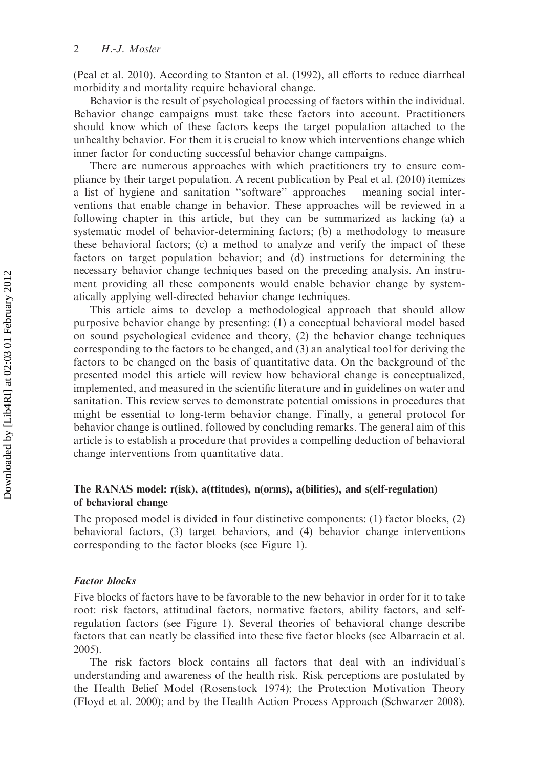(Peal et al. 2010). According to Stanton et al. (1992), all efforts to reduce diarrheal morbidity and mortality require behavioral change.

Behavior is the result of psychological processing of factors within the individual. Behavior change campaigns must take these factors into account. Practitioners should know which of these factors keeps the target population attached to the unhealthy behavior. For them it is crucial to know which interventions change which inner factor for conducting successful behavior change campaigns.

There are numerous approaches with which practitioners try to ensure compliance by their target population. A recent publication by Peal et al. (2010) itemizes a list of hygiene and sanitation "software" approaches – meaning social interventions that enable change in behavior. These approaches will be reviewed in a following chapter in this article, but they can be summarized as lacking (a) a systematic model of behavior-determining factors; (b) a methodology to measure these behavioral factors; (c) a method to analyze and verify the impact of these factors on target population behavior; and (d) instructions for determining the necessary behavior change techniques based on the preceding analysis. An instrument providing all these components would enable behavior change by systematically applying well-directed behavior change techniques.

This article aims to develop a methodological approach that should allow purposive behavior change by presenting: (1) a conceptual behavioral model based on sound psychological evidence and theory, (2) the behavior change techniques corresponding to the factors to be changed, and (3) an analytical tool for deriving the factors to be changed on the basis of quantitative data. On the background of the presented model this article will review how behavioral change is conceptualized, implemented, and measured in the scientific literature and in guidelines on water and sanitation. This review serves to demonstrate potential omissions in procedures that might be essential to long-term behavior change. Finally, a general protocol for behavior change is outlined, followed by concluding remarks. The general aim of this article is to establish a procedure that provides a compelling deduction of behavioral change interventions from quantitative data.

## The RANAS model: r(isk), a(ttitudes), n(orms), a(bilities), and s(elf-regulation) of behavioral change

The proposed model is divided in four distinctive components: (1) factor blocks, (2) behavioral factors, (3) target behaviors, and (4) behavior change interventions corresponding to the factor blocks (see Figure 1).

### *Factor blocks*

Five blocks of factors have to be favorable to the new behavior in order for it to take root: risk factors, attitudinal factors, normative factors, ability factors, and self-regulation factors (see Figure 1). Several theories of behavioral change describe factors that can neatly be classified into these five factor blocks (see Albarracín et al. 2005).

The risk factors block contains all factors that deal with an individual's understanding and awareness of the health risk. Risk perceptions are postulated by the Health Belief Model (Rosenstock 1974); the Protection Motivation Theory (Floyd et al. 2000); and by the Health Action Process Approach (Schwarzer 2008).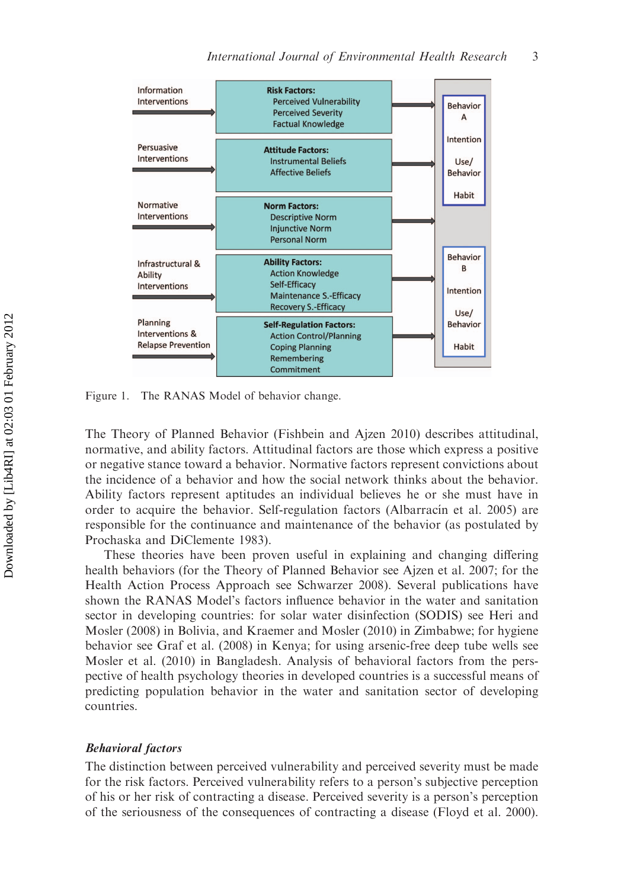Figure 1. The RANAS Model of behavior change.

The Theory of Planned Behavior (Fishbein and Ajzen 2010) describes attitudinal, normative, and ability factors. Attitudinal factors are those which express a positive or negative stance toward a behavior. Normative factors represent convictions about the incidence of a behavior and how the social network thinks about the behavior. Ability factors represent aptitudes an individual believes he or she must have in order to acquire the behavior. Self-regulation factors (Albarracín et al. 2005) are responsible for the continuance and maintenance of the behavior (as postulated by Prochaska and DiClemente 1983).

These theories have been proven useful in explaining and changing differing health behaviors (for the Theory of Planned Behavior see Ajzen et al. 2007; for the Health Action Process Approach see Schwarzer 2008). Several publications have shown the RANAS Model's factors influence behavior in the water and sanitation sector in developing countries: for solar water disinfection (SODIS) see Heri and Mosler (2008) in Bolivia, and Kraemer and Mosler (2010) in Zimbabwe; for hygiene behavior see Graf et al. (2008) in Kenya; for using arsenic-free deep tube wells see Mosler et al. (2010) in Bangladesh. Analysis of behavioral factors from the perspective of health psychology theories in developed countries is a successful means of predicting population behavior in the water and sanitation sector of developing countries.

### *Behavioral factors*

The distinction between perceived vulnerability and perceived severity must be made for the risk factors. Perceived vulnerability refers to a person's subjective perception of his or her risk of contracting a disease. Perceived severity is a person's perception of the seriousness of the consequences of contracting a disease (Floyd et al. 2000).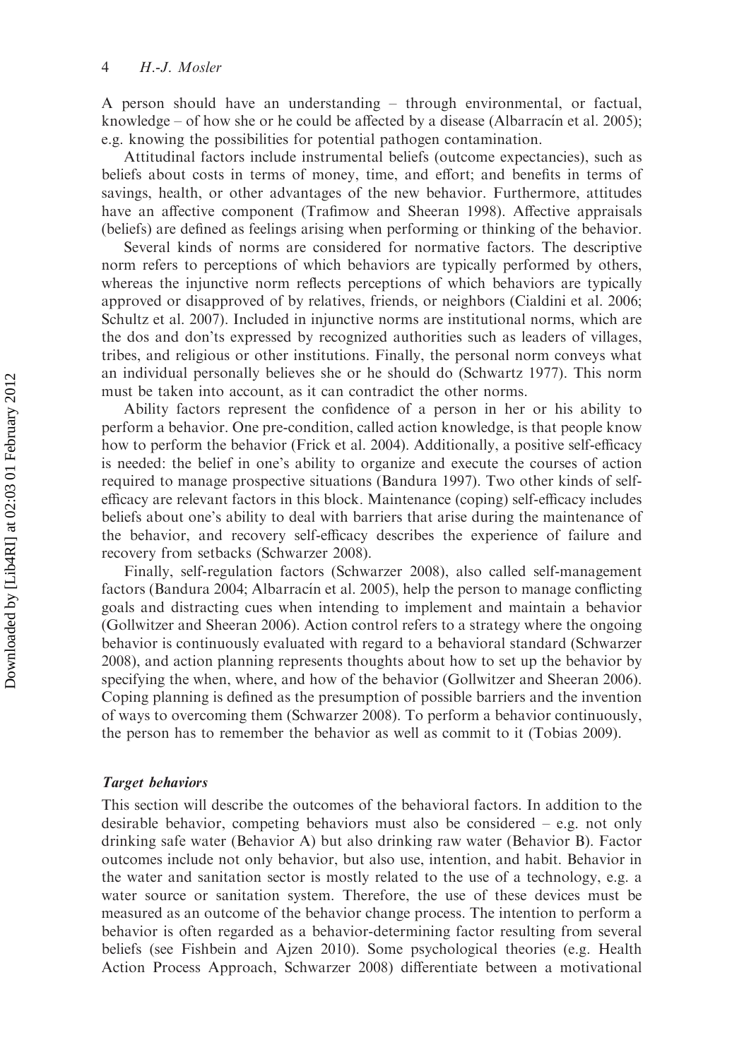A person should have an understanding – through environmental, or factual, knowledge – of how she or he could be affected by a disease (Albarracín et al. 2005); e.g. knowing the possibilities for potential pathogen contamination.

Attitudinal factors include instrumental beliefs (outcome expectancies), such as beliefs about costs in terms of money, time, and effort; and benefits in terms of savings, health, or other advantages of the new behavior. Furthermore, attitudes have an affective component (Trafimow and Sheeran 1998). Affective appraisals (beliefs) are defined as feelings arising when performing or thinking of the behavior.

Several kinds of norms are considered for normative factors. The descriptive norm refers to perceptions of which behaviors are typically performed by others, whereas the injunctive norm reflects perceptions of which behaviors are typically approved or disapproved of by relatives, friends, or neighbors (Cialdini et al. 2006; Schultz et al. 2007). Included in injunctive norms are institutional norms, which are the dos and don'ts expressed by recognized authorities such as leaders of villages, tribes, and religious or other institutions. Finally, the personal norm conveys what an individual personally believes she or he should do (Schwartz 1977). This norm must be taken into account, as it can contradict the other norms.

Ability factors represent the confidence of a person in her or his ability to perform a behavior. One pre-condition, called action knowledge, is that people know how to perform the behavior (Frick et al. 2004). Additionally, a positive self-efficacy is needed: the belief in one's ability to organize and execute the courses of action required to manage prospective situations (Bandura 1997). Two other kinds of self-efficacy are relevant factors in this block. Maintenance (coping) self-efficacy includes beliefs about one's ability to deal with barriers that arise during the maintenance of the behavior, and recovery self-efficacy describes the experience of failure and recovery from setbacks (Schwarzer 2008).

Finally, self-regulation factors (Schwarzer 2008), also called self-management factors (Bandura 2004; Albarracín et al. 2005), help the person to manage conflicting goals and distracting cues when intending to implement and maintain a behavior (Gollwitzer and Sheeran 2006). Action control refers to a strategy where the ongoing behavior is continuously evaluated with regard to a behavioral standard (Schwarzer 2008), and action planning represents thoughts about how to set up the behavior by specifying the when, where, and how of the behavior (Gollwitzer and Sheeran 2006). Coping planning is defined as the presumption of possible barriers and the invention of ways to overcoming them (Schwarzer 2008). To perform a behavior continuously, the person has to remember the behavior as well as commit to it (Tobias 2009).

### *Target behaviors*

This section will describe the outcomes of the behavioral factors. In addition to the desirable behavior, competing behaviors must also be considered – e.g. not only drinking safe water (Behavior A) but also drinking raw water (Behavior B). Factor outcomes include not only behavior, but also use, intention, and habit. Behavior in the water and sanitation sector is mostly related to the use of a technology, e.g. a water source or sanitation system. Therefore, the use of these devices must be measured as an outcome of the behavior change process. The intention to perform a behavior is often regarded as a behavior-determining factor resulting from several beliefs (see Fishbein and Ajzen 2010). Some psychological theories (e.g. Health Action Process Approach, Schwarzer 2008) differentiate between a motivational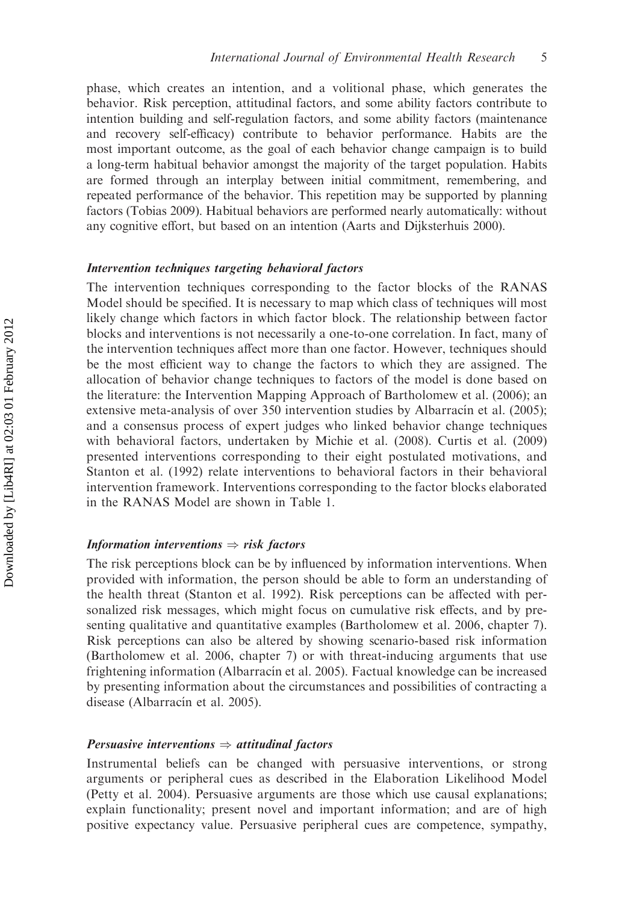phase, which creates an intention, and a volitional phase, which generates the behavior. Risk perception, attitudinal factors, and some ability factors contribute to intention building and self-regulation factors, and some ability factors (maintenance and recovery self-efficacy) contribute to behavior performance. Habits are the most important outcome, as the goal of each behavior change campaign is to build a long-term habitual behavior amongst the majority of the target population. Habits are formed through an interplay between initial commitment, remembering, and repeated performance of the behavior. This repetition may be supported by planning factors (Tobias 2009). Habitual behaviors are performed nearly automatically: without any cognitive effort, but based on an intention (Aarts and Dijksterhuis 2000).

### *Intervention techniques targeting behavioral factors*

The intervention techniques corresponding to the factor blocks of the RANAS Model should be specified. It is necessary to map which class of techniques will most likely change which factors in which factor block. The relationship between factor blocks and interventions is not necessarily a one-to-one correlation. In fact, many of the intervention techniques affect more than one factor. However, techniques should be the most efficient way to change the factors to which they are assigned. The allocation of behavior change techniques to factors of the model is done based on the literature: the Intervention Mapping Approach of Bartholomew et al. (2006); an extensive meta-analysis of over 350 intervention studies by Albarracín et al. (2005); and a consensus process of expert judges who linked behavior change techniques with behavioral factors, undertaken by Michie et al. (2008). Curtis et al. (2009) presented interventions corresponding to their eight postulated motivations, and Stanton et al. (1992) relate interventions to behavioral factors in their behavioral intervention framework. Interventions corresponding to the factor blocks elaborated in the RANAS Model are shown in Table 1.

### *Information interventions ⇒ risk factors*

The risk perceptions block can be by influenced by information interventions. When provided with information, the person should be able to form an understanding of the health threat (Stanton et al. 1992). Risk perceptions can be affected with personalized risk messages, which might focus on cumulative risk effects, and by presenting qualitative and quantitative examples (Bartholomew et al. 2006, chapter 7). Risk perceptions can also be altered by showing scenario-based risk information (Bartholomew et al. 2006, chapter 7) or with threat-inducing arguments that use frightening information (Albarracín et al. 2005). Factual knowledge can be increased by presenting information about the circumstances and possibilities of contracting a disease (Albarracín et al. 2005).

### *Persuasive interventions ⇒ attitudinal factors*

Instrumental beliefs can be changed with persuasive interventions, or strong arguments or peripheral cues as described in the Elaboration Likelihood Model (Petty et al. 2004). Persuasive arguments are those which use causal explanations; explain functionality; present novel and important information; and are of high positive expectancy value. Persuasive peripheral cues are competence, sympathy,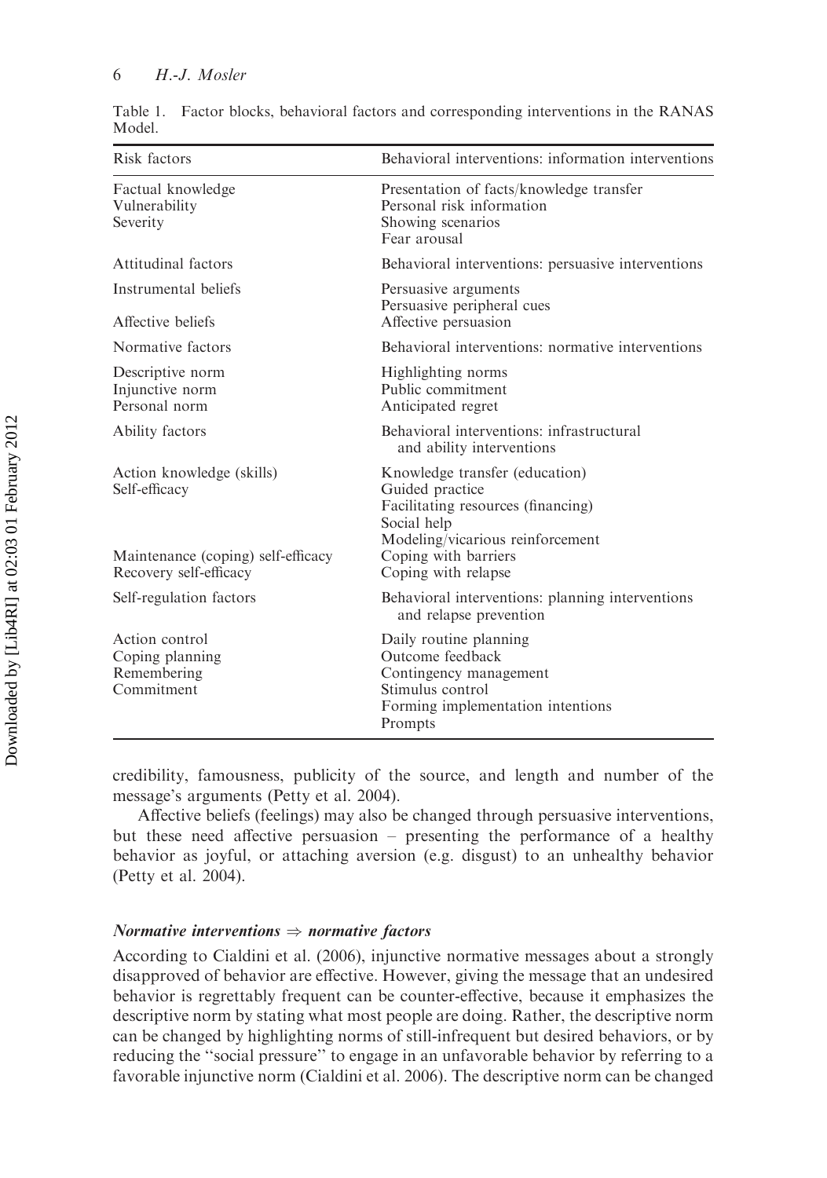Table 1. Factor blocks, behavioral factors and corresponding interventions in the RANAS Model.

| Risk factors | Behavioral interventions: information interventions |
|---|---|
| Factual knowledge | Presentation of facts/knowledge transfer |
| Vulnerability | Personal risk information |
| Severity | Showing scenarios |
| | Fear arousal |
| **Attitudinal factors** | **Behavioral interventions: persuasive interventions** |
| Instrumental beliefs | Persuasive arguments |
| | Persuasive peripheral cues |
| Affective beliefs | Affective persuasion |
| **Normative factors** | **Behavioral interventions: normative interventions** |
| Descriptive norm | Highlighting norms |
| Injunctive norm | Public commitment |
| Personal norm | Anticipated regret |
| **Ability factors** | **Behavioral interventions: infrastructural and ability interventions** |
| Action knowledge (skills) | Knowledge transfer (education) |
| Self-efficacy | Guided practice |
| | Facilitating resources (financing) |
| | Social help |
| | Modeling/vicarious reinforcement |
| Maintenance (coping) self-efficacy | Coping with barriers |
| Recovery self-efficacy | Coping with relapse |
| **Self-regulation factors** | **Behavioral interventions: planning interventions and relapse prevention** |
| Action control | Daily routine planning |
| Coping planning | Outcome feedback |
| Remembering | Contingency management |
| Commitment | Stimulus control |
| | Forming implementation intentions |
| | Prompts |

credibility, famousness, publicity of the source, and length and number of the message's arguments (Petty et al. 2004).

Affective beliefs (feelings) may also be changed through persuasive interventions, but these need affective persuasion – presenting the performance of a healthy behavior as joyful, or attaching aversion (e.g. disgust) to an unhealthy behavior (Petty et al. 2004).

#### *Normative interventions ⇒ normative factors*

According to Cialdini et al. (2006), injunctive normative messages about a strongly disapproved of behavior are effective. However, giving the message that an undesired behavior is regrettably frequent can be counter-effective, because it emphasizes the descriptive norm by stating what most people are doing. Rather, the descriptive norm can be changed by highlighting norms of still-infrequent but desired behaviors, or by reducing the ''social pressure'' to engage in an unfavorable behavior by referring to a favorable injunctive norm (Cialdini et al. 2006). The descriptive norm can be changed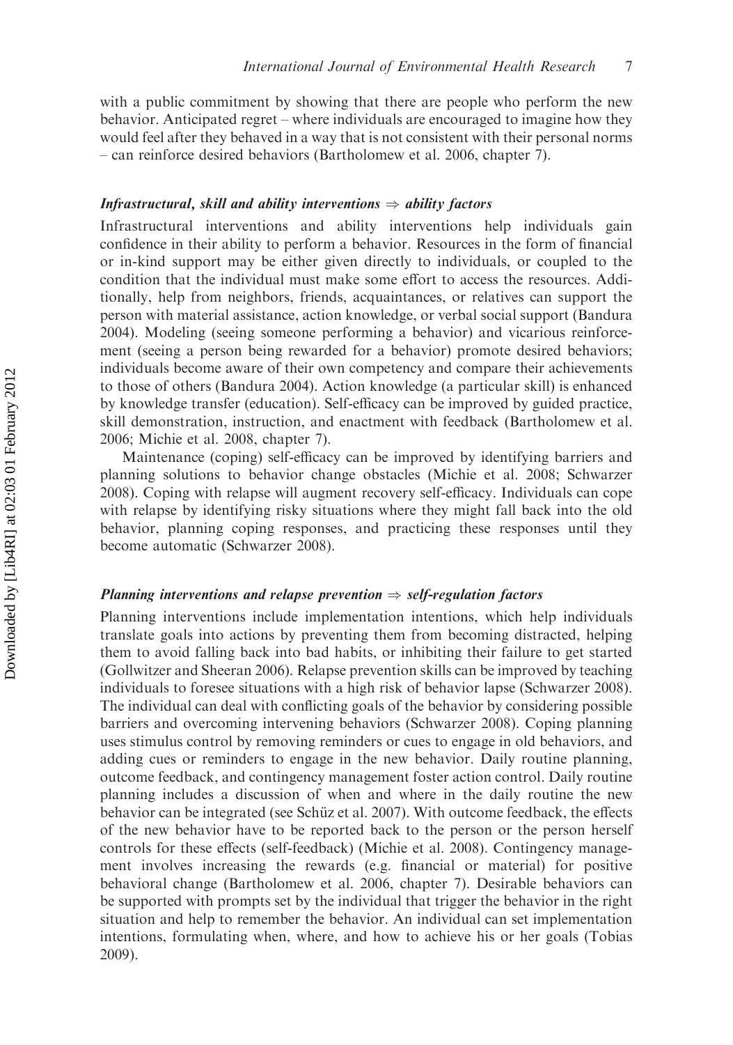with a public commitment by showing that there are people who perform the new behavior. Anticipated regret – where individuals are encouraged to imagine how they would feel after they behaved in a way that is not consistent with their personal norms – can reinforce desired behaviors (Bartholomew et al. 2006, chapter 7).

### *Infrastructural, skill and ability interventions ⇒ ability factors*

Infrastructural interventions and ability interventions help individuals gain confidence in their ability to perform a behavior. Resources in the form of financial or in-kind support may be either given directly to individuals, or coupled to the condition that the individual must make some effort to access the resources. Additionally, help from neighbors, friends, acquaintances, or relatives can support the person with material assistance, action knowledge, or verbal social support (Bandura 2004). Modeling (seeing someone performing a behavior) and vicarious reinforcement (seeing a person being rewarded for a behavior) promote desired behaviors; individuals become aware of their own competency and compare their achievements to those of others (Bandura 2004). Action knowledge (a particular skill) is enhanced by knowledge transfer (education). Self-efficacy can be improved by guided practice, skill demonstration, instruction, and enactment with feedback (Bartholomew et al. 2006; Michie et al. 2008, chapter 7).

Maintenance (coping) self-efficacy can be improved by identifying barriers and planning solutions to behavior change obstacles (Michie et al. 2008; Schwarzer 2008). Coping with relapse will augment recovery self-efficacy. Individuals can cope with relapse by identifying risky situations where they might fall back into the old behavior, planning coping responses, and practicing these responses until they become automatic (Schwarzer 2008).

### *Planning interventions and relapse prevention ⇒ self-regulation factors*

Planning interventions include implementation intentions, which help individuals translate goals into actions by preventing them from becoming distracted, helping them to avoid falling back into bad habits, or inhibiting their failure to get started (Gollwitzer and Sheeran 2006). Relapse prevention skills can be improved by teaching individuals to foresee situations with a high risk of behavior lapse (Schwarzer 2008). The individual can deal with conflicting goals of the behavior by considering possible barriers and overcoming intervening behaviors (Schwarzer 2008). Coping planning uses stimulus control by removing reminders or cues to engage in old behaviors, and adding cues or reminders to engage in the new behavior. Daily routine planning, outcome feedback, and contingency management foster action control. Daily routine planning includes a discussion of when and where in the daily routine the new behavior can be integrated (see Schüz et al. 2007). With outcome feedback, the effects of the new behavior have to be reported back to the person or the person herself controls for these effects (self-feedback) (Michie et al. 2008). Contingency management involves increasing the rewards (e.g. financial or material) for positive behavioral change (Bartholomew et al. 2006, chapter 7). Desirable behaviors can be supported with prompts set by the individual that trigger the behavior in the right situation and help to remember the behavior. An individual can set implementation intentions, formulating when, where, and how to achieve his or her goals (Tobias 2009).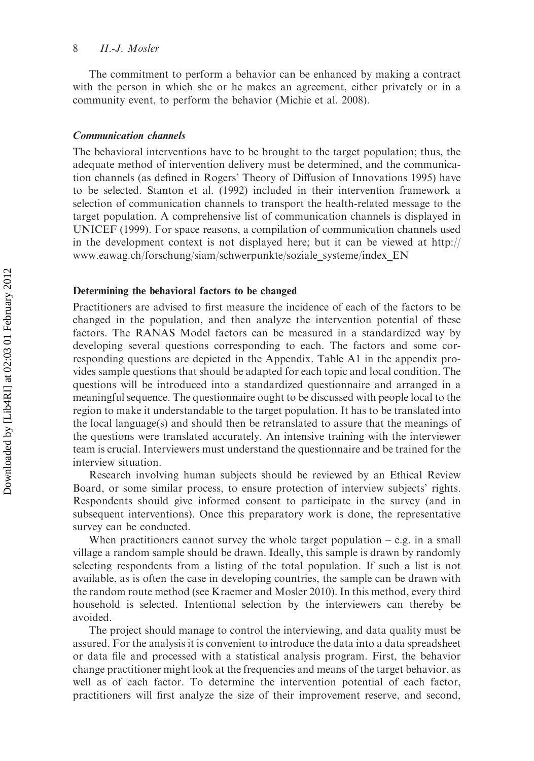The commitment to perform a behavior can be enhanced by making a contract with the person in which she or he makes an agreement, either privately or in a community event, to perform the behavior (Michie et al. 2008).

***Communication channels***

The behavioral interventions have to be brought to the target population; thus, the adequate method of intervention delivery must be determined, and the communication channels (as defined in Rogers' Theory of Diffusion of Innovations 1995) have to be selected. Stanton et al. (1992) included in their intervention framework a selection of communication channels to transport the health-related message to the target population. A comprehensive list of communication channels is displayed in UNICEF (1999). For space reasons, a compilation of communication channels used in the development context is not displayed here; but it can be viewed at http://www.eawag.ch/forschung/siam/schwerpunkte/soziale_systeme/index_EN

## Determining the behavioral factors to be changed

Practitioners are advised to first measure the incidence of each of the factors to be changed in the population, and then analyze the intervention potential of these factors. The RANAS Model factors can be measured in a standardized way by developing several questions corresponding to each. The factors and some corresponding questions are depicted in the Appendix. Table A1 in the appendix provides sample questions that should be adapted for each topic and local condition. The questions will be introduced into a standardized questionnaire and arranged in a meaningful sequence. The questionnaire ought to be discussed with people local to the region to make it understandable to the target population. It has to be translated into the local language(s) and should then be retranslated to assure that the meanings of the questions were translated accurately. An intensive training with the interviewer team is crucial. Interviewers must understand the questionnaire and be trained for the interview situation.

Research involving human subjects should be reviewed by an Ethical Review Board, or some similar process, to ensure protection of interview subjects' rights. Respondents should give informed consent to participate in the survey (and in subsequent interventions). Once this preparatory work is done, the representative survey can be conducted.

When practitioners cannot survey the whole target population – e.g. in a small village a random sample should be drawn. Ideally, this sample is drawn by randomly selecting respondents from a listing of the total population. If such a list is not available, as is often the case in developing countries, the sample can be drawn with the random route method (see Kraemer and Mosler 2010). In this method, every third household is selected. Intentional selection by the interviewers can thereby be avoided.

The project should manage to control the interviewing, and data quality must be assured. For the analysis it is convenient to introduce the data into a data spreadsheet or data file and processed with a statistical analysis program. First, the behavior change practitioner might look at the frequencies and means of the target behavior, as well as of each factor. To determine the intervention potential of each factor, practitioners will first analyze the size of their improvement reserve, and second,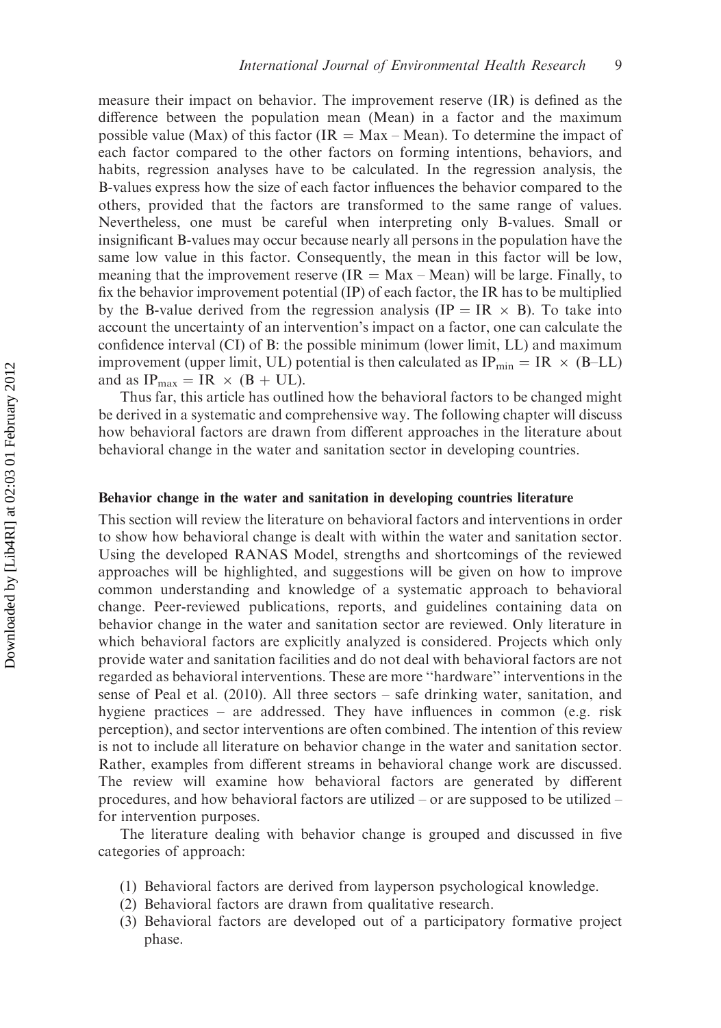measure their impact on behavior. The improvement reserve (IR) is defined as the difference between the population mean (Mean) in a factor and the maximum possible value (Max) of this factor (IR = Max – Mean). To determine the impact of each factor compared to the other factors on forming intentions, behaviors, and habits, regression analyses have to be calculated. In the regression analysis, the B-values express how the size of each factor influences the behavior compared to the others, provided that the factors are transformed to the same range of values. Nevertheless, one must be careful when interpreting only B-values. Small or insignificant B-values may occur because nearly all persons in the population have the same low value in this factor. Consequently, the mean in this factor will be low, meaning that the improvement reserve (IR = Max – Mean) will be large. Finally, to fix the behavior improvement potential (IP) of each factor, the IR has to be multiplied by the B-value derived from the regression analysis (IP = IR $\times$ B). To take into account the uncertainty of an intervention's impact on a factor, one can calculate the confidence interval (CI) of B: the possible minimum (lower limit, LL) and maximum improvement (upper limit, UL) potential is then calculated as $IP_{min} = IR \times (B–LL)$ and as $IP_{max} = IR \times (B + UL)$.

Thus far, this article has outlined how the behavioral factors to be changed might be derived in a systematic and comprehensive way. The following chapter will discuss how behavioral factors are drawn from different approaches in the literature about behavioral change in the water and sanitation sector in developing countries.

## Behavior change in the water and sanitation in developing countries literature

This section will review the literature on behavioral factors and interventions in order to show how behavioral change is dealt with within the water and sanitation sector. Using the developed RANAS Model, strengths and shortcomings of the reviewed approaches will be highlighted, and suggestions will be given on how to improve common understanding and knowledge of a systematic approach to behavioral change. Peer-reviewed publications, reports, and guidelines containing data on behavior change in the water and sanitation sector are reviewed. Only literature in which behavioral factors are explicitly analyzed is considered. Projects which only provide water and sanitation facilities and do not deal with behavioral factors are not regarded as behavioral interventions. These are more "hardware" interventions in the sense of Peal et al. (2010). All three sectors – safe drinking water, sanitation, and hygiene practices – are addressed. They have influences in common (e.g. risk perception), and sector interventions are often combined. The intention of this review is not to include all literature on behavior change in the water and sanitation sector. Rather, examples from different streams in behavioral change work are discussed. The review will examine how behavioral factors are generated by different procedures, and how behavioral factors are utilized – or are supposed to be utilized – for intervention purposes.

The literature dealing with behavior change is grouped and discussed in five categories of approach:

(1) Behavioral factors are derived from layperson psychological knowledge.
(2) Behavioral factors are drawn from qualitative research.
(3) Behavioral factors are developed out of a participatory formative project phase.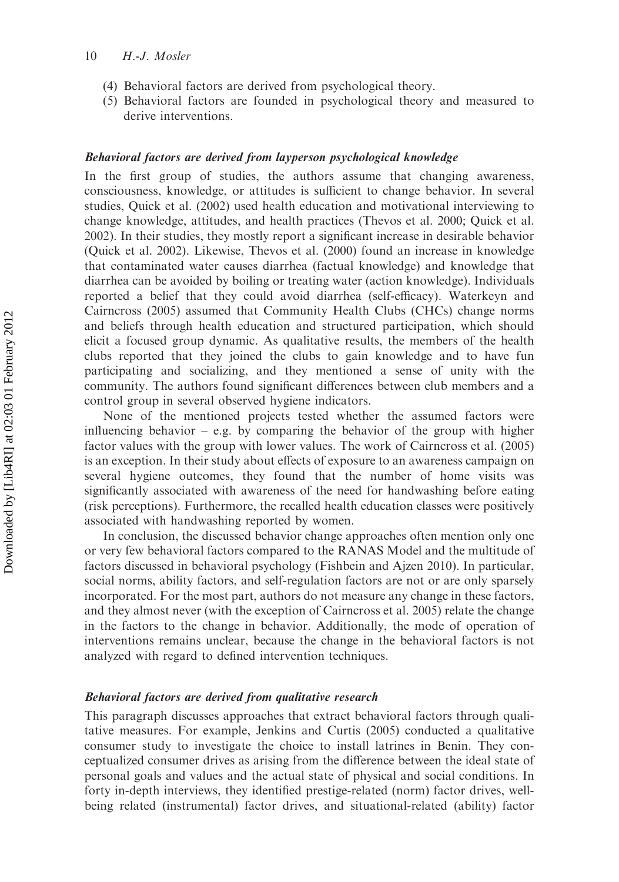(4) Behavioral factors are derived from psychological theory.
(5) Behavioral factors are founded in psychological theory and measured to derive interventions.

### *Behavioral factors are derived from layperson psychological knowledge*

In the first group of studies, the authors assume that changing awareness, consciousness, knowledge, or attitudes is sufficient to change behavior. In several studies, Quick et al. (2002) used health education and motivational interviewing to change knowledge, attitudes, and health practices (Thevos et al. 2000; Quick et al. 2002). In their studies, they mostly report a significant increase in desirable behavior (Quick et al. 2002). Likewise, Thevos et al. (2000) found an increase in knowledge that contaminated water causes diarrhea (factual knowledge) and knowledge that diarrhea can be avoided by boiling or treating water (action knowledge). Individuals reported a belief that they could avoid diarrhea (self-efficacy). Waterkeyn and Cairncross (2005) assumed that Community Health Clubs (CHCs) change norms and beliefs through health education and structured participation, which should elicit a focused group dynamic. As qualitative results, the members of the health clubs reported that they joined the clubs to gain knowledge and to have fun participating and socializing, and they mentioned a sense of unity with the community. The authors found significant differences between club members and a control group in several observed hygiene indicators.

None of the mentioned projects tested whether the assumed factors were influencing behavior – e.g. by comparing the behavior of the group with higher factor values with the group with lower values. The work of Cairncross et al. (2005) is an exception. In their study about effects of exposure to an awareness campaign on several hygiene outcomes, they found that the number of home visits was significantly associated with awareness of the need for handwashing before eating (risk perceptions). Furthermore, the recalled health education classes were positively associated with handwashing reported by women.

In conclusion, the discussed behavior change approaches often mention only one or very few behavioral factors compared to the RANAS Model and the multitude of factors discussed in behavioral psychology (Fishbein and Ajzen 2010). In particular, social norms, ability factors, and self-regulation factors are not or are only sparsely incorporated. For the most part, authors do not measure any change in these factors, and they almost never (with the exception of Cairncross et al. 2005) relate the change in the factors to the change in behavior. Additionally, the mode of operation of interventions remains unclear, because the change in the behavioral factors is not analyzed with regard to defined intervention techniques.

### *Behavioral factors are derived from qualitative research*

This paragraph discusses approaches that extract behavioral factors through qualitative measures. For example, Jenkins and Curtis (2005) conducted a qualitative consumer study to investigate the choice to install latrines in Benin. They conceptualized consumer drives as arising from the difference between the ideal state of personal goals and values and the actual state of physical and social conditions. In forty in-depth interviews, they identified prestige-related (norm) factor drives, well-being related (instrumental) factor drives, and situational-related (ability) factor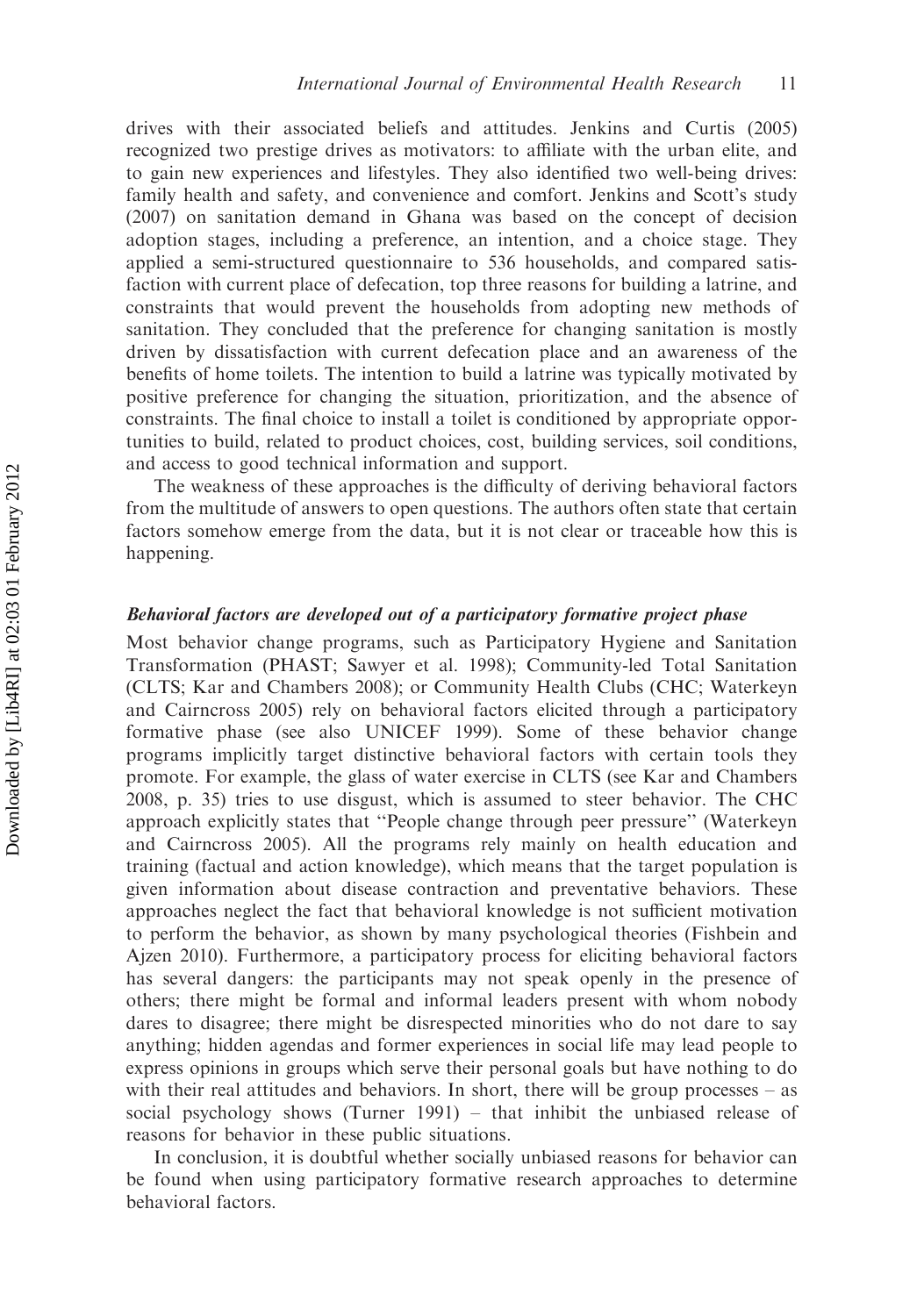drives with their associated beliefs and attitudes. Jenkins and Curtis (2005) recognized two prestige drives as motivators: to affiliate with the urban elite, and to gain new experiences and lifestyles. They also identified two well-being drives: family health and safety, and convenience and comfort. Jenkins and Scott's study (2007) on sanitation demand in Ghana was based on the concept of decision adoption stages, including a preference, an intention, and a choice stage. They applied a semi-structured questionnaire to 536 households, and compared satisfaction with current place of defecation, top three reasons for building a latrine, and constraints that would prevent the households from adopting new methods of sanitation. They concluded that the preference for changing sanitation is mostly driven by dissatisfaction with current defecation place and an awareness of the benefits of home toilets. The intention to build a latrine was typically motivated by positive preference for changing the situation, prioritization, and the absence of constraints. The final choice to install a toilet is conditioned by appropriate opportunities to build, related to product choices, cost, building services, soil conditions, and access to good technical information and support.

The weakness of these approaches is the difficulty of deriving behavioral factors from the multitude of answers to open questions. The authors often state that certain factors somehow emerge from the data, but it is not clear or traceable how this is happening.

### *Behavioral factors are developed out of a participatory formative project phase*

Most behavior change programs, such as Participatory Hygiene and Sanitation Transformation (PHAST; Sawyer et al. 1998); Community-led Total Sanitation (CLTS; Kar and Chambers 2008); or Community Health Clubs (CHC; Waterkeyn and Cairncross 2005) rely on behavioral factors elicited through a participatory formative phase (see also UNICEF 1999). Some of these behavior change programs implicitly target distinctive behavioral factors with certain tools they promote. For example, the glass of water exercise in CLTS (see Kar and Chambers 2008, p. 35) tries to use disgust, which is assumed to steer behavior. The CHC approach explicitly states that ''People change through peer pressure'' (Waterkeyn and Cairncross 2005). All the programs rely mainly on health education and training (factual and action knowledge), which means that the target population is given information about disease contraction and preventative behaviors. These approaches neglect the fact that behavioral knowledge is not sufficient motivation to perform the behavior, as shown by many psychological theories (Fishbein and Ajzen 2010). Furthermore, a participatory process for eliciting behavioral factors has several dangers: the participants may not speak openly in the presence of others; there might be formal and informal leaders present with whom nobody dares to disagree; there might be disrespected minorities who do not dare to say anything; hidden agendas and former experiences in social life may lead people to express opinions in groups which serve their personal goals but have nothing to do with their real attitudes and behaviors. In short, there will be group processes – as social psychology shows (Turner 1991) – that inhibit the unbiased release of reasons for behavior in these public situations.

In conclusion, it is doubtful whether socially unbiased reasons for behavior can be found when using participatory formative research approaches to determine behavioral factors.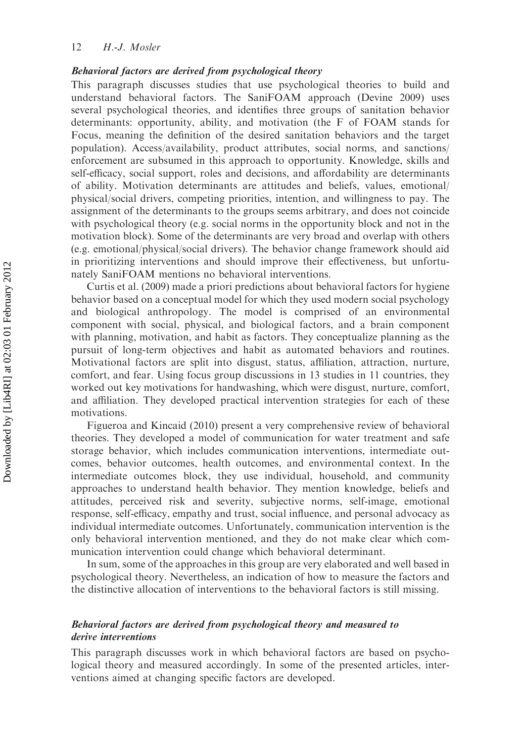#### *Behavioral factors are derived from psychological theory*

This paragraph discusses studies that use psychological theories to build and understand behavioral factors. The SaniFOAM approach (Devine 2009) uses several psychological theories, and identifies three groups of sanitation behavior determinants: opportunity, ability, and motivation (the F of FOAM stands for Focus, meaning the definition of the desired sanitation behaviors and the target population). Access/availability, product attributes, social norms, and sanctions/enforcement are subsumed in this approach to opportunity. Knowledge, skills and self-efficacy, social support, roles and decisions, and affordability are determinants of ability. Motivation determinants are attitudes and beliefs, values, emotional/physical/social drivers, competing priorities, intention, and willingness to pay. The assignment of the determinants to the groups seems arbitrary, and does not coincide with psychological theory (e.g. social norms in the opportunity block and not in the motivation block). Some of the determinants are very broad and overlap with others (e.g. emotional/physical/social drivers). The behavior change framework should aid in prioritizing interventions and should improve their effectiveness, but unfortunately SaniFOAM mentions no behavioral interventions.

Curtis et al. (2009) made a priori predictions about behavioral factors for hygiene behavior based on a conceptual model for which they used modern social psychology and biological anthropology. The model is comprised of an environmental component with social, physical, and biological factors, and a brain component with planning, motivation, and habit as factors. They conceptualize planning as the pursuit of long-term objectives and habit as automated behaviors and routines. Motivational factors are split into disgust, status, affiliation, attraction, nurture, comfort, and fear. Using focus group discussions in 13 studies in 11 countries, they worked out key motivations for handwashing, which were disgust, nurture, comfort, and affiliation. They developed practical intervention strategies for each of these motivations.

Figueroa and Kincaid (2010) present a very comprehensive review of behavioral theories. They developed a model of communication for water treatment and safe storage behavior, which includes communication interventions, intermediate outcomes, behavior outcomes, health outcomes, and environmental context. In the intermediate outcomes block, they use individual, household, and community approaches to understand health behavior. They mention knowledge, beliefs and attitudes, perceived risk and severity, subjective norms, self-image, emotional response, self-efficacy, empathy and trust, social influence, and personal advocacy as individual intermediate outcomes. Unfortunately, communication intervention is the only behavioral intervention mentioned, and they do not make clear which communication intervention could change which behavioral determinant.

In sum, some of the approaches in this group are very elaborated and well based in psychological theory. Nevertheless, an indication of how to measure the factors and the distinctive allocation of interventions to the behavioral factors is still missing.

#### *Behavioral factors are derived from psychological theory and measured to derive interventions*

This paragraph discusses work in which behavioral factors are based on psychological theory and measured accordingly. In some of the presented articles, interventions aimed at changing specific factors are developed.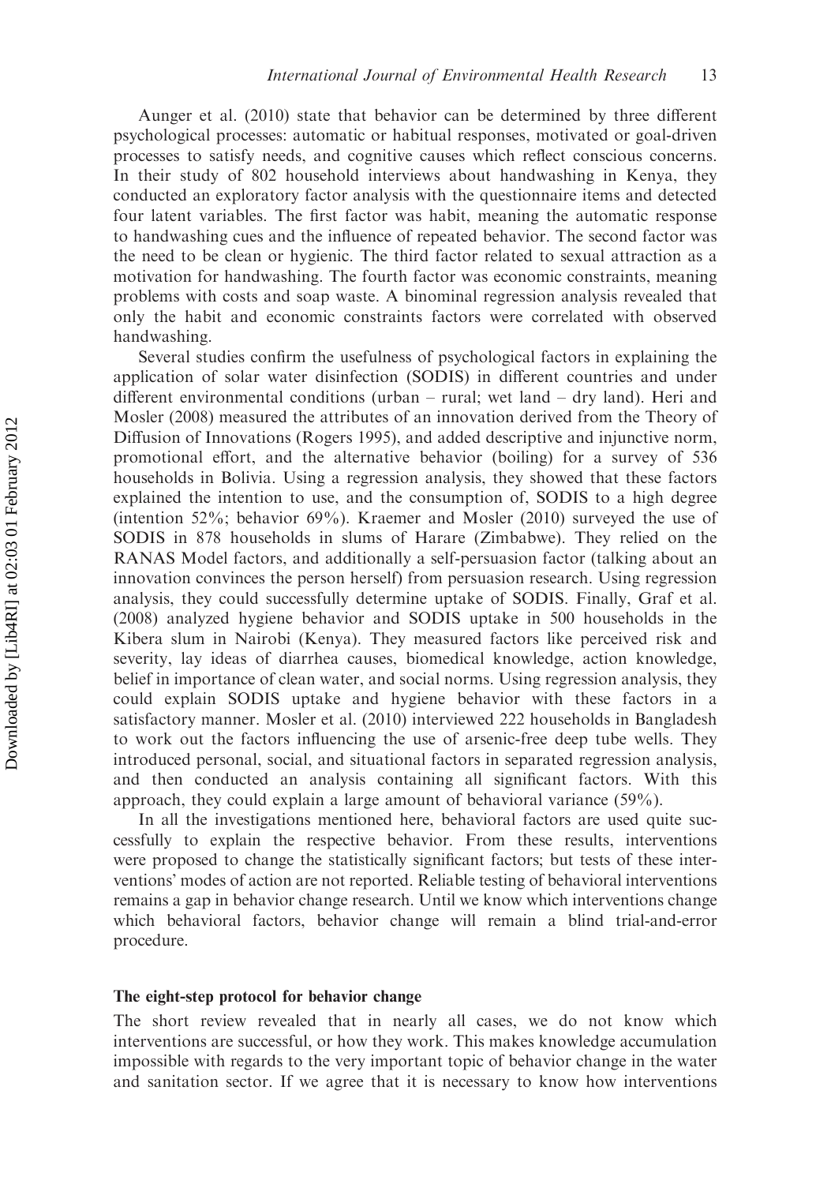Aunger et al. (2010) state that behavior can be determined by three different psychological processes: automatic or habitual responses, motivated or goal-driven processes to satisfy needs, and cognitive causes which reflect conscious concerns. In their study of 802 household interviews about handwashing in Kenya, they conducted an exploratory factor analysis with the questionnaire items and detected four latent variables. The first factor was habit, meaning the automatic response to handwashing cues and the influence of repeated behavior. The second factor was the need to be clean or hygienic. The third factor related to sexual attraction as a motivation for handwashing. The fourth factor was economic constraints, meaning problems with costs and soap waste. A binominal regression analysis revealed that only the habit and economic constraints factors were correlated with observed handwashing.

Several studies confirm the usefulness of psychological factors in explaining the application of solar water disinfection (SODIS) in different countries and under different environmental conditions (urban – rural; wet land – dry land). Heri and Mosler (2008) measured the attributes of an innovation derived from the Theory of Diffusion of Innovations (Rogers 1995), and added descriptive and injunctive norm, promotional effort, and the alternative behavior (boiling) for a survey of 536 households in Bolivia. Using a regression analysis, they showed that these factors explained the intention to use, and the consumption of, SODIS to a high degree (intention 52%; behavior 69%). Kraemer and Mosler (2010) surveyed the use of SODIS in 878 households in slums of Harare (Zimbabwe). They relied on the RANAS Model factors, and additionally a self-persuasion factor (talking about an innovation convinces the person herself) from persuasion research. Using regression analysis, they could successfully determine uptake of SODIS. Finally, Graf et al. (2008) analyzed hygiene behavior and SODIS uptake in 500 households in the Kibera slum in Nairobi (Kenya). They measured factors like perceived risk and severity, lay ideas of diarrhea causes, biomedical knowledge, action knowledge, belief in importance of clean water, and social norms. Using regression analysis, they could explain SODIS uptake and hygiene behavior with these factors in a satisfactory manner. Mosler et al. (2010) interviewed 222 households in Bangladesh to work out the factors influencing the use of arsenic-free deep tube wells. They introduced personal, social, and situational factors in separated regression analysis, and then conducted an analysis containing all significant factors. With this approach, they could explain a large amount of behavioral variance (59%).

In all the investigations mentioned here, behavioral factors are used quite successfully to explain the respective behavior. From these results, interventions were proposed to change the statistically significant factors; but tests of these interventions' modes of action are not reported. Reliable testing of behavioral interventions remains a gap in behavior change research. Until we know which interventions change which behavioral factors, behavior change will remain a blind trial-and-error procedure.

### The eight-step protocol for behavior change

The short review revealed that in nearly all cases, we do not know which interventions are successful, or how they work. This makes knowledge accumulation impossible with regards to the very important topic of behavior change in the water and sanitation sector. If we agree that it is necessary to know how interventions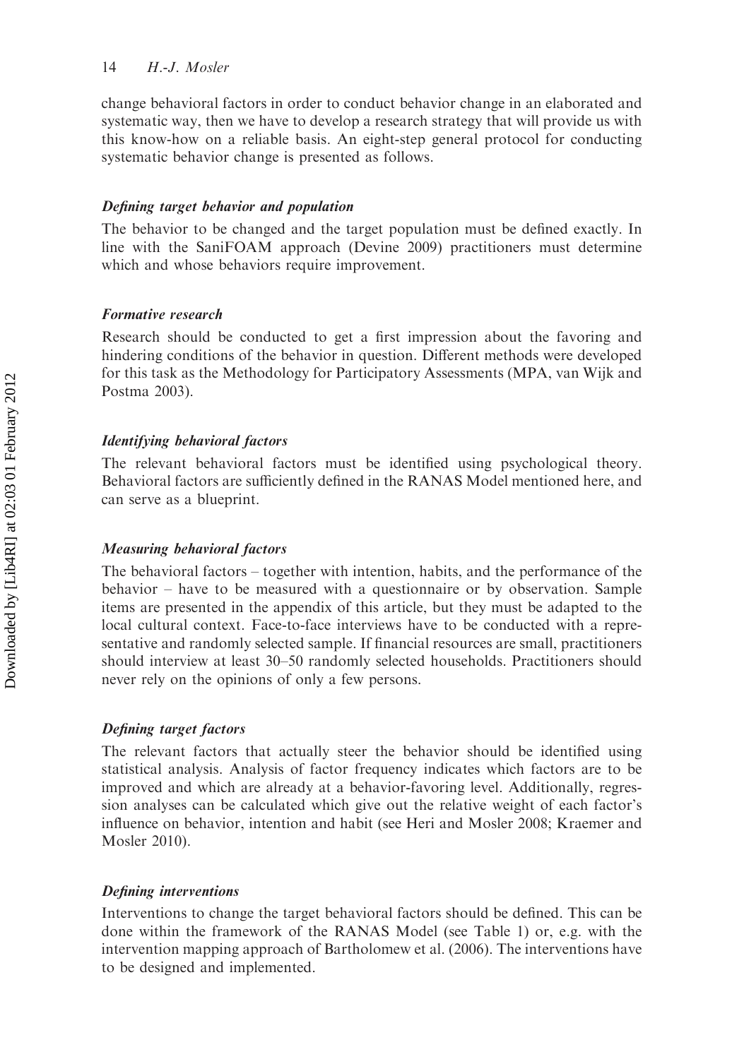change behavioral factors in order to conduct behavior change in an elaborated and systematic way, then we have to develop a research strategy that will provide us with this know-how on a reliable basis. An eight-step general protocol for conducting systematic behavior change is presented as follows.

### *Defining target behavior and population*

The behavior to be changed and the target population must be defined exactly. In line with the SaniFOAM approach (Devine 2009) practitioners must determine which and whose behaviors require improvement.

### *Formative research*

Research should be conducted to get a first impression about the favoring and hindering conditions of the behavior in question. Different methods were developed for this task as the Methodology for Participatory Assessments (MPA, van Wijk and Postma 2003).

### *Identifying behavioral factors*

The relevant behavioral factors must be identified using psychological theory. Behavioral factors are sufficiently defined in the RANAS Model mentioned here, and can serve as a blueprint.

### *Measuring behavioral factors*

The behavioral factors – together with intention, habits, and the performance of the behavior – have to be measured with a questionnaire or by observation. Sample items are presented in the appendix of this article, but they must be adapted to the local cultural context. Face-to-face interviews have to be conducted with a representative and randomly selected sample. If financial resources are small, practitioners should interview at least 30–50 randomly selected households. Practitioners should never rely on the opinions of only a few persons.

### *Defining target factors*

The relevant factors that actually steer the behavior should be identified using statistical analysis. Analysis of factor frequency indicates which factors are to be improved and which are already at a behavior-favoring level. Additionally, regression analyses can be calculated which give out the relative weight of each factor's influence on behavior, intention and habit (see Heri and Mosler 2008; Kraemer and Mosler 2010).

### *Defining interventions*

Interventions to change the target behavioral factors should be defined. This can be done within the framework of the RANAS Model (see Table 1) or, e.g. with the intervention mapping approach of Bartholomew et al. (2006). The interventions have to be designed and implemented.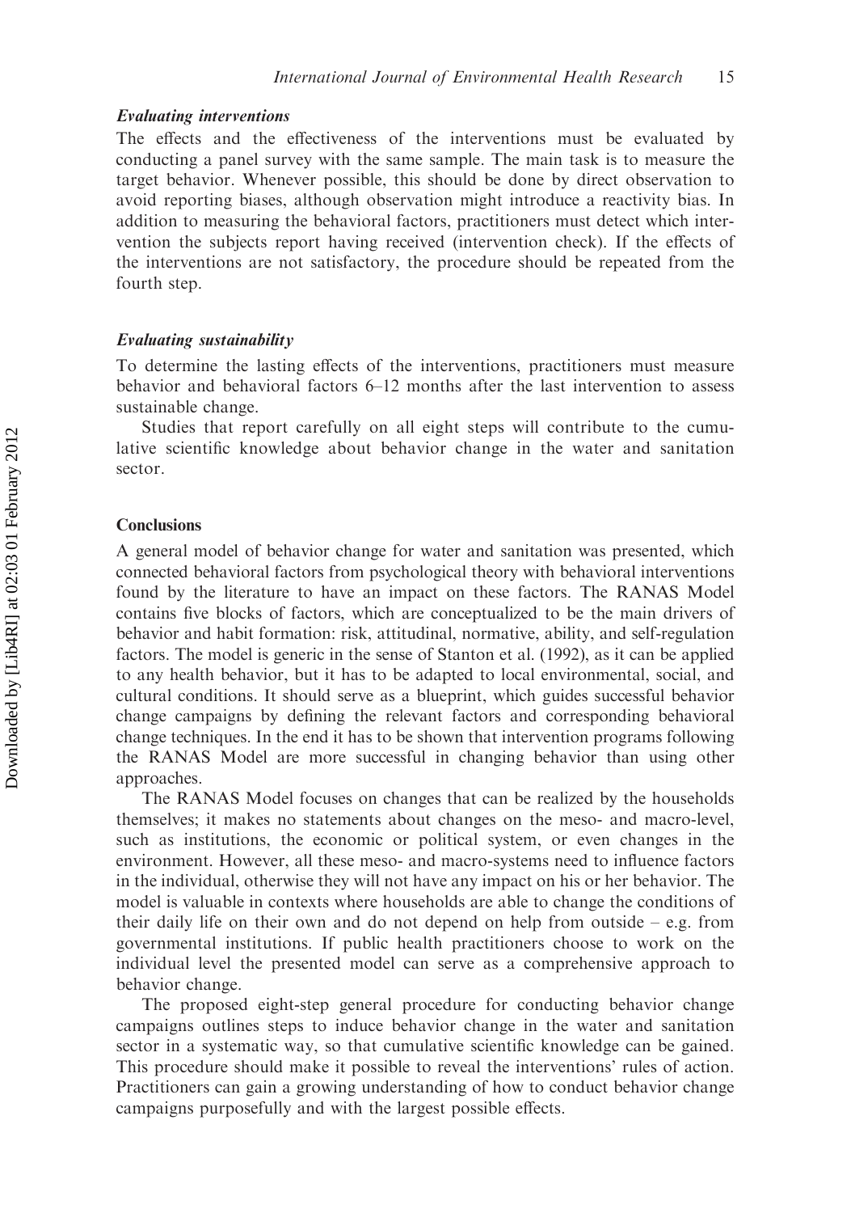### *Evaluating interventions*

The effects and the effectiveness of the interventions must be evaluated by conducting a panel survey with the same sample. The main task is to measure the target behavior. Whenever possible, this should be done by direct observation to avoid reporting biases, although observation might introduce a reactivity bias. In addition to measuring the behavioral factors, practitioners must detect which intervention the subjects report having received (intervention check). If the effects of the interventions are not satisfactory, the procedure should be repeated from the fourth step.

### *Evaluating sustainability*

To determine the lasting effects of the interventions, practitioners must measure behavior and behavioral factors 6–12 months after the last intervention to assess sustainable change.

Studies that report carefully on all eight steps will contribute to the cumulative scientific knowledge about behavior change in the water and sanitation sector.

## Conclusions

A general model of behavior change for water and sanitation was presented, which connected behavioral factors from psychological theory with behavioral interventions found by the literature to have an impact on these factors. The RANAS Model contains five blocks of factors, which are conceptualized to be the main drivers of behavior and habit formation: risk, attitudinal, normative, ability, and self-regulation factors. The model is generic in the sense of Stanton et al. (1992), as it can be applied to any health behavior, but it has to be adapted to local environmental, social, and cultural conditions. It should serve as a blueprint, which guides successful behavior change campaigns by defining the relevant factors and corresponding behavioral change techniques. In the end it has to be shown that intervention programs following the RANAS Model are more successful in changing behavior than using other approaches.

The RANAS Model focuses on changes that can be realized by the households themselves; it makes no statements about changes on the meso- and macro-level, such as institutions, the economic or political system, or even changes in the environment. However, all these meso- and macro-systems need to influence factors in the individual, otherwise they will not have any impact on his or her behavior. The model is valuable in contexts where households are able to change the conditions of their daily life on their own and do not depend on help from outside – e.g. from governmental institutions. If public health practitioners choose to work on the individual level the presented model can serve as a comprehensive approach to behavior change.

The proposed eight-step general procedure for conducting behavior change campaigns outlines steps to induce behavior change in the water and sanitation sector in a systematic way, so that cumulative scientific knowledge can be gained. This procedure should make it possible to reveal the interventions' rules of action. Practitioners can gain a growing understanding of how to conduct behavior change campaigns purposefully and with the largest possible effects.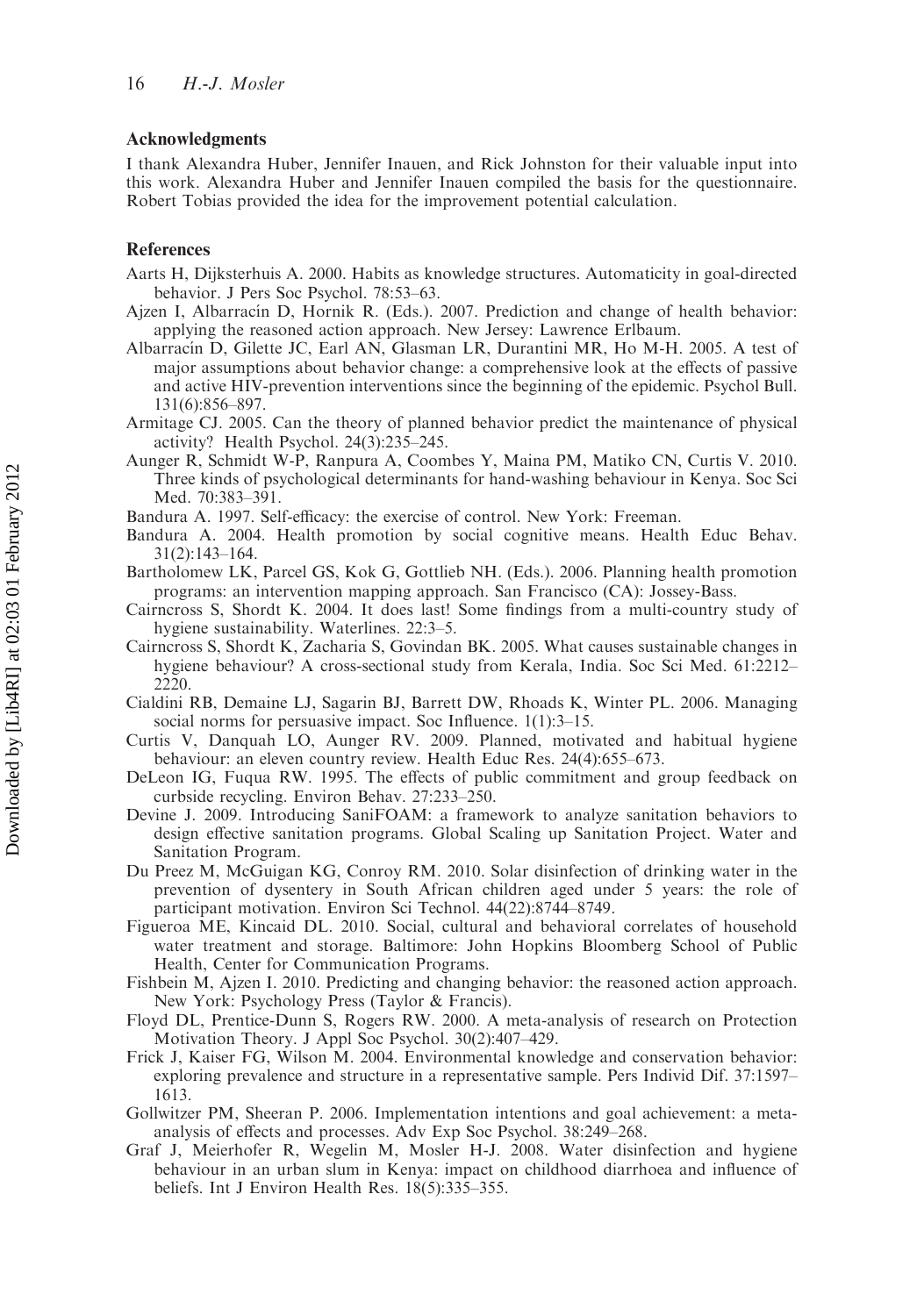## Acknowledgments

I thank Alexandra Huber, Jennifer Inauen, and Rick Johnston for their valuable input into this work. Alexandra Huber and Jennifer Inauen compiled the basis for the questionnaire. Robert Tobias provided the idea for the improvement potential calculation.

## References

Aarts H, Dijksterhuis A. 2000. Habits as knowledge structures. Automaticity in goal-directed behavior. J Pers Soc Psychol. 78:53–63.

Ajzen I, Albarracín D, Hornik R. (Eds.). 2007. Prediction and change of health behavior: applying the reasoned action approach. New Jersey: Lawrence Erlbaum.

Albarracín D, Gilette JC, Earl AN, Glasman LR, Durantini MR, Ho M-H. 2005. A test of major assumptions about behavior change: a comprehensive look at the effects of passive and active HIV-prevention interventions since the beginning of the epidemic. Psychol Bull. 131(6):856–897.

Armitage CJ. 2005. Can the theory of planned behavior predict the maintenance of physical activity? Health Psychol. 24(3):235–245.

Aunger R, Schmidt W-P, Ranpura A, Coombes Y, Maina PM, Matiko CN, Curtis V. 2010. Three kinds of psychological determinants for hand-washing behaviour in Kenya. Soc Sci Med. 70:383–391.

Bandura A. 1997. Self-efficacy: the exercise of control. New York: Freeman.

Bandura A. 2004. Health promotion by social cognitive means. Health Educ Behav. 31(2):143–164.

Bartholomew LK, Parcel GS, Kok G, Gottlieb NH. (Eds.). 2006. Planning health promotion programs: an intervention mapping approach. San Francisco (CA): Jossey-Bass.

Cairncross S, Shordt K. 2004. It does last! Some findings from a multi-country study of hygiene sustainability. Waterlines. 22:3–5.

Cairncross S, Shordt K, Zacharia S, Govindan BK. 2005. What causes sustainable changes in hygiene behaviour? A cross-sectional study from Kerala, India. Soc Sci Med. 61:2212–2220.

Cialdini RB, Demaine LJ, Sagarin BJ, Barrett DW, Rhoads K, Winter PL. 2006. Managing social norms for persuasive impact. Soc Influence. 1(1):3–15.

Curtis V, Danquah LO, Aunger RV. 2009. Planned, motivated and habitual hygiene behaviour: an eleven country review. Health Educ Res. 24(4):655–673.

DeLeon IG, Fuqua RW. 1995. The effects of public commitment and group feedback on curbside recycling. Environ Behav. 27:233–250.

Devine J. 2009. Introducing SaniFOAM: a framework to analyze sanitation behaviors to design effective sanitation programs. Global Scaling up Sanitation Project. Water and Sanitation Program.

Du Preez M, McGuigan KG, Conroy RM. 2010. Solar disinfection of drinking water in the prevention of dysentery in South African children aged under 5 years: the role of participant motivation. Environ Sci Technol. 44(22):8744–8749.

Figueroa ME, Kincaid DL. 2010. Social, cultural and behavioral correlates of household water treatment and storage. Baltimore: John Hopkins Bloomberg School of Public Health, Center for Communication Programs.

Fishbein M, Ajzen I. 2010. Predicting and changing behavior: the reasoned action approach. New York: Psychology Press (Taylor & Francis).

Floyd DL, Prentice-Dunn S, Rogers RW. 2000. A meta-analysis of research on Protection Motivation Theory. J Appl Soc Psychol. 30(2):407–429.

Frick J, Kaiser FG, Wilson M. 2004. Environmental knowledge and conservation behavior: exploring prevalence and structure in a representative sample. Pers Individ Dif. 37:1597–1613.

Gollwitzer PM, Sheeran P. 2006. Implementation intentions and goal achievement: a meta-analysis of effects and processes. Adv Exp Soc Psychol. 38:249–268.

Graf J, Meierhofer R, Wegelin M, Mosler H-J. 2008. Water disinfection and hygiene behaviour in an urban slum in Kenya: impact on childhood diarrhoea and influence of beliefs. Int J Environ Health Res. 18(5):335–355.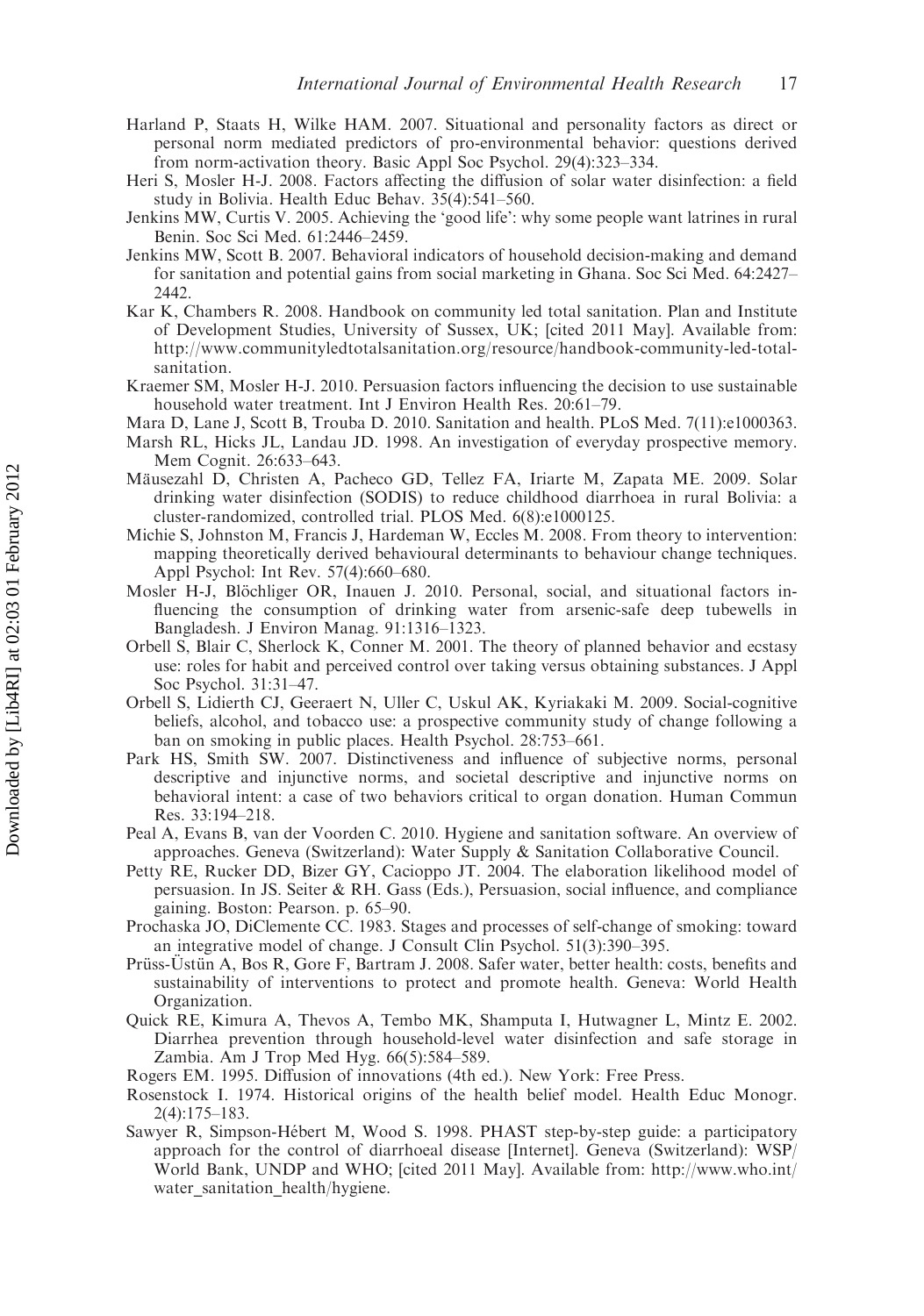Harland P, Staats H, Wilke HAM. 2007. Situational and personality factors as direct or personal norm mediated predictors of pro-environmental behavior: questions derived from norm-activation theory. Basic Appl Soc Psychol. 29(4):323–334.

Heri S, Mosler H-J. 2008. Factors affecting the diffusion of solar water disinfection: a field study in Bolivia. Health Educ Behav. 35(4):541–560.

Jenkins MW, Curtis V. 2005. Achieving the 'good life': why some people want latrines in rural Benin. Soc Sci Med. 61:2446–2459.

Jenkins MW, Scott B. 2007. Behavioral indicators of household decision-making and demand for sanitation and potential gains from social marketing in Ghana. Soc Sci Med. 64:2427–2442.

Kar K, Chambers R. 2008. Handbook on community led total sanitation. Plan and Institute of Development Studies, University of Sussex, UK; [cited 2011 May]. Available from: http://www.communityledtotalsanitation.org/resource/handbook-community-led-total-sanitation.

Kraemer SM, Mosler H-J. 2010. Persuasion factors influencing the decision to use sustainable household water treatment. Int J Environ Health Res. 20:61–79.

Mara D, Lane J, Scott B, Trouba D. 2010. Sanitation and health. PLoS Med. 7(11):e1000363.

Marsh RL, Hicks JL, Landau JD. 1998. An investigation of everyday prospective memory. Mem Cognit. 26:633–643.

Mäusezahl D, Christen A, Pacheco GD, Tellez FA, Iriarte M, Zapata ME. 2009. Solar drinking water disinfection (SODIS) to reduce childhood diarrhoea in rural Bolivia: a cluster-randomized, controlled trial. PLOS Med. 6(8):e1000125.

Michie S, Johnston M, Francis J, Hardeman W, Eccles M. 2008. From theory to intervention: mapping theoretically derived behavioural determinants to behaviour change techniques. Appl Psychol: Int Rev. 57(4):660–680.

Mosler H-J, Blöchliger OR, Inauen J. 2010. Personal, social, and situational factors influencing the consumption of drinking water from arsenic-safe deep tubewells in Bangladesh. J Environ Manag. 91:1316–1323.

Orbell S, Blair C, Sherlock K, Conner M. 2001. The theory of planned behavior and ecstasy use: roles for habit and perceived control over taking versus obtaining substances. J Appl Soc Psychol. 31:31–47.

Orbell S, Lidierth CJ, Geeraert N, Uller C, Uskul AK, Kyriakaki M. 2009. Social-cognitive beliefs, alcohol, and tobacco use: a prospective community study of change following a ban on smoking in public places. Health Psychol. 28:753–661.

Park HS, Smith SW. 2007. Distinctiveness and influence of subjective norms, personal descriptive and injunctive norms, and societal descriptive and injunctive norms on behavioral intent: a case of two behaviors critical to organ donation. Human Commun Res. 33:194–218.

Peal A, Evans B, van der Voorden C. 2010. Hygiene and sanitation software. An overview of approaches. Geneva (Switzerland): Water Supply & Sanitation Collaborative Council.

Petty RE, Rucker DD, Bizer GY, Cacioppo JT. 2004. The elaboration likelihood model of persuasion. In JS. Seiter & RH. Gass (Eds.), Persuasion, social influence, and compliance gaining. Boston: Pearson. p. 65–90.

Prochaska JO, DiClemente CC. 1983. Stages and processes of self-change of smoking: toward an integrative model of change. J Consult Clin Psychol. 51(3):390–395.

Prüss-Üstün A, Bos R, Gore F, Bartram J. 2008. Safer water, better health: costs, benefits and sustainability of interventions to protect and promote health. Geneva: World Health Organization.

Quick RE, Kimura A, Thevos A, Tembo MK, Shamputa I, Hutwagner L, Mintz E. 2002. Diarrhea prevention through household-level water disinfection and safe storage in Zambia. Am J Trop Med Hyg. 66(5):584–589.

Rogers EM. 1995. Diffusion of innovations (4th ed.). New York: Free Press.

Rosenstock I. 1974. Historical origins of the health belief model. Health Educ Monogr. 2(4):175–183.

Sawyer R, Simpson-Hébert M, Wood S. 1998. PHAST step-by-step guide: a participatory approach for the control of diarrhoeal disease [Internet]. Geneva (Switzerland): WSP/World Bank, UNDP and WHO; [cited 2011 May]. Available from: http://www.who.int/water_sanitation_health/hygiene.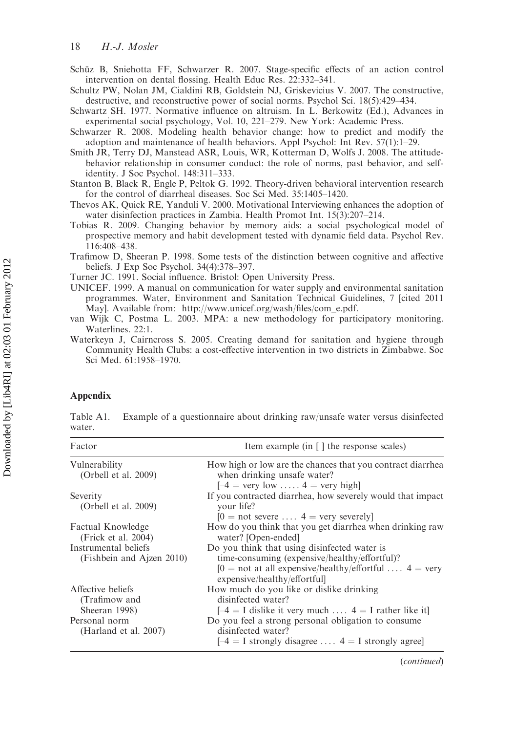Schüz B, Sniehotta FF, Schwarzer R. 2007. Stage-specific effects of an action control intervention on dental flossing. Health Educ Res. 22:332–341.

Schultz PW, Nolan JM, Cialdini RB, Goldstein NJ, Griskevicius V. 2007. The constructive, destructive, and reconstructive power of social norms. Psychol Sci. 18(5):429–434.

Schwartz SH. 1977. Normative influence on altruism. In L. Berkowitz (Ed.), Advances in experimental social psychology, Vol. 10, 221–279. New York: Academic Press.

Schwarzer R. 2008. Modeling health behavior change: how to predict and modify the adoption and maintenance of health behaviors. Appl Psychol: Int Rev. 57(1):1–29.

Smith JR, Terry DJ, Manstead ASR, Louis, WR, Kotterman D, Wolfs J. 2008. The attitude-behavior relationship in consumer conduct: the role of norms, past behavior, and self-identity. J Soc Psychol. 148:311–333.

Stanton B, Black R, Engle P, Peltok G. 1992. Theory-driven behavioral intervention research for the control of diarrheal diseases. Soc Sci Med. 35:1405–1420.

Thevos AK, Quick RE, Yanduli V. 2000. Motivational Interviewing enhances the adoption of water disinfection practices in Zambia. Health Promot Int. 15(3):207–214.

Tobias R. 2009. Changing behavior by memory aids: a social psychological model of prospective memory and habit development tested with dynamic field data. Psychol Rev. 116:408–438.

Trafimow D, Sheeran P. 1998. Some tests of the distinction between cognitive and affective beliefs. J Exp Soc Psychol. 34(4):378–397.

Turner JC. 1991. Social influence. Bristol: Open University Press.

UNICEF. 1999. A manual on communication for water supply and environmental sanitation programmes. Water, Environment and Sanitation Technical Guidelines, 7 [cited 2011 May]. Available from: http://www.unicef.org/wash/files/com_e.pdf.

van Wijk C, Postma L. 2003. MPA: a new methodology for participatory monitoring. Waterlines. 22:1.

Waterkeyn J, Cairncross S. 2005. Creating demand for sanitation and hygiene through Community Health Clubs: a cost-effective intervention in two districts in Zimbabwe. Soc Sci Med. 61:1958–1970.

## Appendix

Table A1. Example of a questionnaire about drinking raw/unsafe water versus disinfected water.

| Factor | Item example (in [ ] the response scales) |
|---|---|
| Vulnerability (Orbell et al. 2009) | How high or low are the chances that you contract diarrhea when drinking unsafe water? [–4 = very low ….. 4 = very high] |
| Severity (Orbell et al. 2009) | If you contracted diarrhea, how severely would that impact your life? [0 = not severe …. 4 = very severely] |
| Factual Knowledge (Frick et al. 2004) | How do you think that you get diarrhea when drinking raw water? [Open-ended] |
| Instrumental beliefs (Fishbein and Ajzen 2010) | Do you think that using disinfected water is time-consuming (expensive/healthy/effortful)? [0 = not at all expensive/healthy/effortful …. 4 = very expensive/healthy/effortful] |
| Affective beliefs (Trafimow and Sheeran 1998) | How much do you like or dislike drinking disinfected water? [–4 = I dislike it very much …. 4 = I rather like it] |
| Personal norm (Harland et al. 2007) | Do you feel a strong personal obligation to consume disinfected water? [–4 = I strongly disagree …. 4 = I strongly agree] |

(*continued*)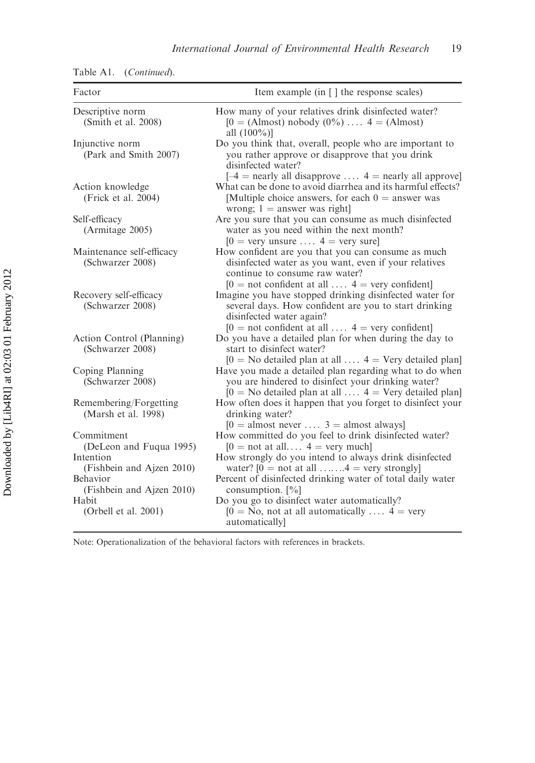Table A1. (*Continued*).

| Factor | Item example (in [ ] the response scales) |
|---|---|
| Descriptive norm (Smith et al. 2008) | How many of your relatives drink disinfected water? [0 = (Almost) nobody (0%) .... 4 = (Almost) all (100%)] |
| Injunctive norm (Park and Smith 2007) | Do you think that, overall, people who are important to you rather approve or disapprove that you drink disinfected water? [–4 = nearly all disapprove .... 4 = nearly all approve] |
| Action knowledge (Frick et al. 2004) | What can be done to avoid diarrhea and its harmful effects? [Multiple choice answers, for each 0 = answer was wrong; 1 = answer was right] |
| Self-efficacy (Armitage 2005) | Are you sure that you can consume as much disinfected water as you need within the next month? [0 = very unsure .... 4 = very sure] |
| Maintenance self-efficacy (Schwarzer 2008) | How confident are you that you can consume as much disinfected water as you want, even if your relatives continue to consume raw water? [0 = not confident at all .... 4 = very confident] |
| Recovery self-efficacy (Schwarzer 2008) | Imagine you have stopped drinking disinfected water for several days. How confident are you to start drinking disinfected water again? [0 = not confident at all .... 4 = very confident] |
| Action Control (Planning) (Schwarzer 2008) | Do you have a detailed plan for when during the day to start to disinfect water? [0 = No detailed plan at all .... 4 = Very detailed plan] |
| Coping Planning (Schwarzer 2008) | Have you made a detailed plan regarding what to do when you are hindered to disinfect your drinking water? [0 = No detailed plan at all .... 4 = Very detailed plan] |
| Remembering/Forgetting (Marsh et al. 1998) | How often does it happen that you forget to disinfect your drinking water? [0 = almost never .... 3 = almost always] |
| Commitment (DeLeon and Fuqua 1995) | How committed do you feel to drink disinfected water? [0 = not at all.... 4 = very much] |
| Intention (Fishbein and Ajzen 2010) | How strongly do you intend to always drink disinfected water? [0 = not at all .......4 = very strongly] |
| Behavior (Fishbein and Ajzen 2010) | Percent of disinfected drinking water of total daily water consumption. [%] |
| Habit (Orbell et al. 2001) | Do you go to disinfect water automatically? [0 = No, not at all automatically .... 4 = very automatically] |

Note: Operationalization of the behavioral factors with references in brackets.